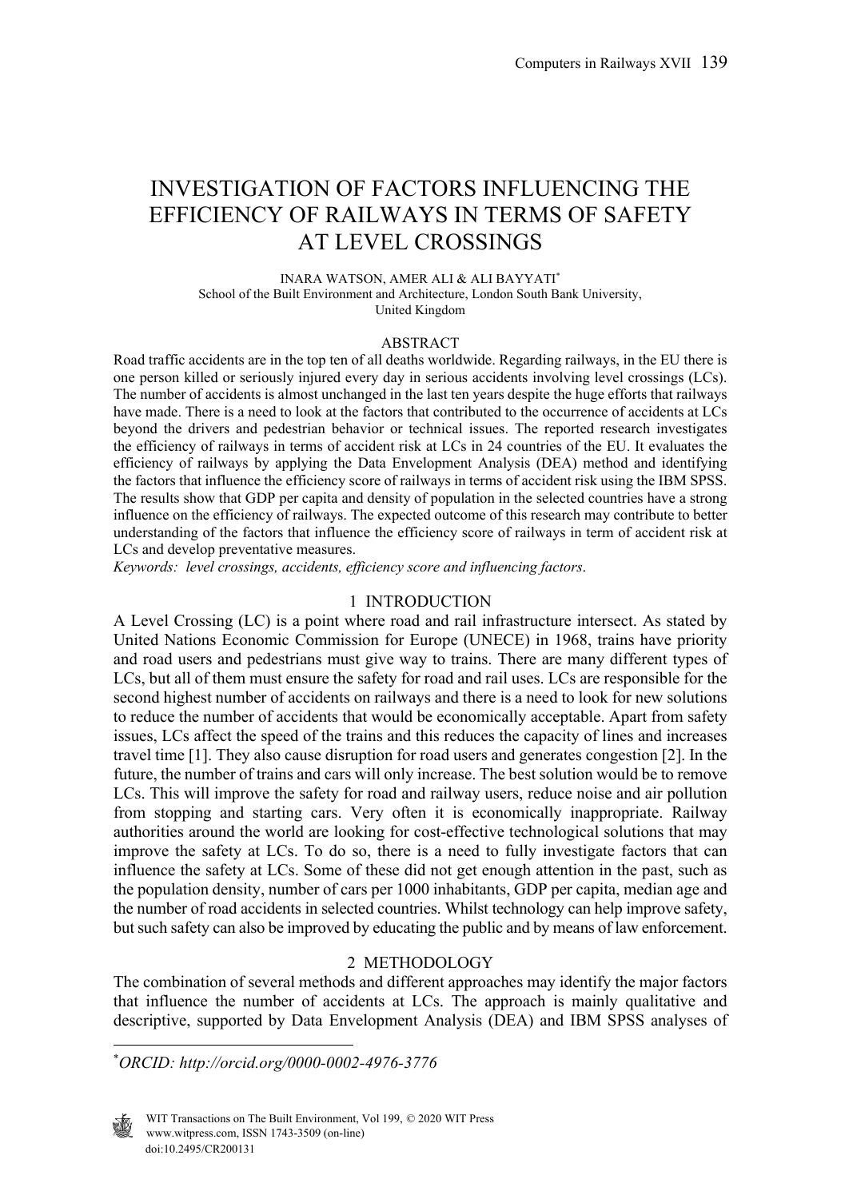# INVESTIGATION OF FACTORS INFLUENCING THE EFFICIENCY OF RAILWAYS IN TERMS OF SAFETY AT LEVEL CROSSINGS

INARA WATSON, AMER ALI & ALI BAYYATI*

School of the Built Environment and Architecture, London South Bank University, United Kingdom

## ABSTRACT

Road traffic accidents are in the top ten of all deaths worldwide. Regarding railways, in the EU there is one person killed or seriously injured every day in serious accidents involving level crossings (LCs). The number of accidents is almost unchanged in the last ten years despite the huge efforts that railways have made. There is a need to look at the factors that contributed to the occurrence of accidents at LCs beyond the drivers and pedestrian behavior or technical issues. The reported research investigates the efficiency of railways in terms of accident risk at LCs in 24 countries of the EU. It evaluates the efficiency of railways by applying the Data Envelopment Analysis (DEA) method and identifying the factors that influence the efficiency score of railways in terms of accident risk using the IBM SPSS. The results show that GDP per capita and density of population in the selected countries have a strong influence on the efficiency of railways. The expected outcome of this research may contribute to better understanding of the factors that influence the efficiency score of railways in term of accident risk at LCs and develop preventative measures.

*Keywords: level crossings, accidents, efficiency score and influencing factors.*

## 1 INTRODUCTION

A Level Crossing (LC) is a point where road and rail infrastructure intersect. As stated by United Nations Economic Commission for Europe (UNECE) in 1968, trains have priority and road users and pedestrians must give way to trains. There are many different types of LCs, but all of them must ensure the safety for road and rail uses. LCs are responsible for the second highest number of accidents on railways and there is a need to look for new solutions to reduce the number of accidents that would be economically acceptable. Apart from safety issues, LCs affect the speed of the trains and this reduces the capacity of lines and increases travel time [1]. They also cause disruption for road users and generates congestion [2]. In the future, the number of trains and cars will only increase. The best solution would be to remove LCs. This will improve the safety for road and railway users, reduce noise and air pollution from stopping and starting cars. Very often it is economically inappropriate. Railway authorities around the world are looking for cost-effective technological solutions that may improve the safety at LCs. To do so, there is a need to fully investigate factors that can influence the safety at LCs. Some of these did not get enough attention in the past, such as the population density, number of cars per 1000 inhabitants, GDP per capita, median age and the number of road accidents in selected countries. Whilst technology can help improve safety, but such safety can also be improved by educating the public and by means of law enforcement.

## 2 METHODOLOGY

The combination of several methods and different approaches may identify the major factors that influence the number of accidents at LCs. The approach is mainly qualitative and descriptive, supported by Data Envelopment Analysis (DEA) and IBM SPSS analyses of

---

*ORCID: http://orcid.org/0000-0002-4976-3776*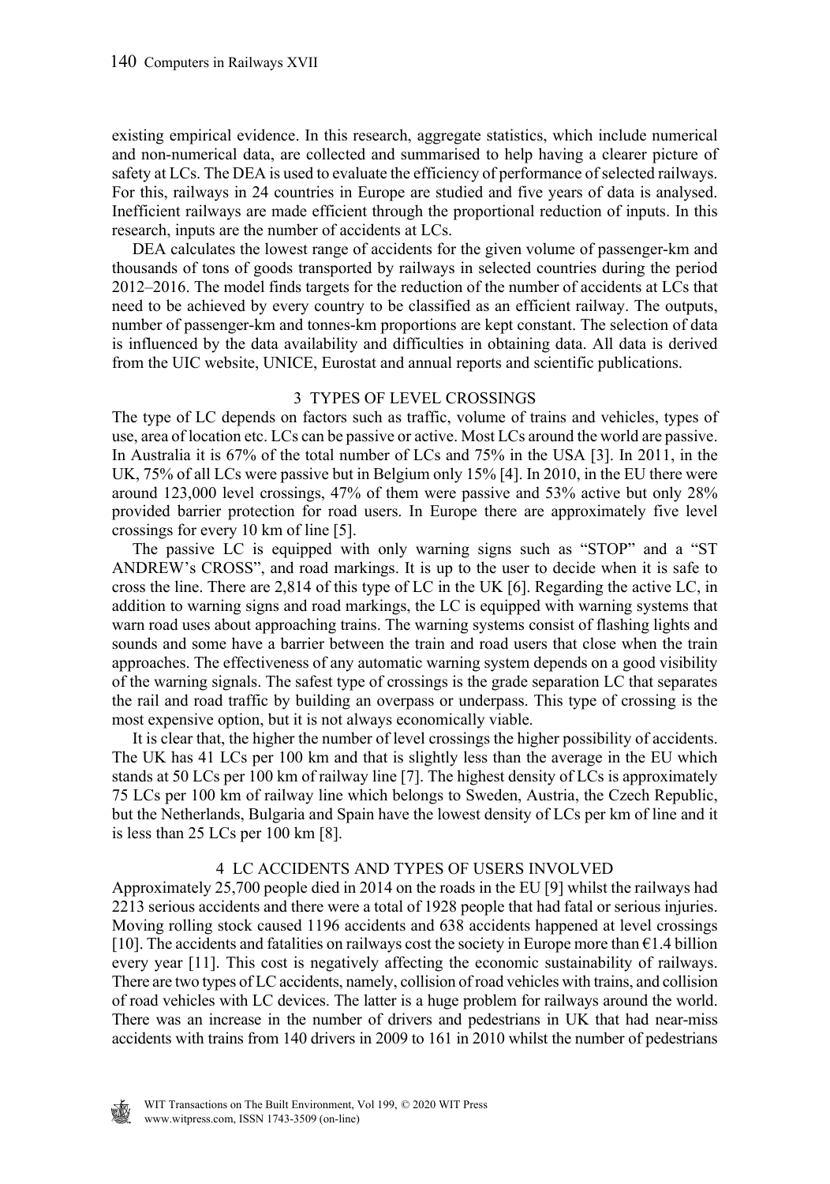existing empirical evidence. In this research, aggregate statistics, which include numerical and non-numerical data, are collected and summarised to help having a clearer picture of safety at LCs. The DEA is used to evaluate the efficiency of performance of selected railways. For this, railways in 24 countries in Europe are studied and five years of data is analysed. Inefficient railways are made efficient through the proportional reduction of inputs. In this research, inputs are the number of accidents at LCs.

DEA calculates the lowest range of accidents for the given volume of passenger-km and thousands of tons of goods transported by railways in selected countries during the period 2012–2016. The model finds targets for the reduction of the number of accidents at LCs that need to be achieved by every country to be classified as an efficient railway. The outputs, number of passenger-km and tonnes-km proportions are kept constant. The selection of data is influenced by the data availability and difficulties in obtaining data. All data is derived from the UIC website, UNICE, Eurostat and annual reports and scientific publications.

## 3 TYPES OF LEVEL CROSSINGS

The type of LC depends on factors such as traffic, volume of trains and vehicles, types of use, area of location etc. LCs can be passive or active. Most LCs around the world are passive. In Australia it is 67% of the total number of LCs and 75% in the USA [3]. In 2011, in the UK, 75% of all LCs were passive but in Belgium only 15% [4]. In 2010, in the EU there were around 123,000 level crossings, 47% of them were passive and 53% active but only 28% provided barrier protection for road users. In Europe there are approximately five level crossings for every 10 km of line [5].

The passive LC is equipped with only warning signs such as "STOP" and a "ST ANDREW's CROSS", and road markings. It is up to the user to decide when it is safe to cross the line. There are 2,814 of this type of LC in the UK [6]. Regarding the active LC, in addition to warning signs and road markings, the LC is equipped with warning systems that warn road uses about approaching trains. The warning systems consist of flashing lights and sounds and some have a barrier between the train and road users that close when the train approaches. The effectiveness of any automatic warning system depends on a good visibility of the warning signals. The safest type of crossings is the grade separation LC that separates the rail and road traffic by building an overpass or underpass. This type of crossing is the most expensive option, but it is not always economically viable.

It is clear that, the higher the number of level crossings the higher possibility of accidents. The UK has 41 LCs per 100 km and that is slightly less than the average in the EU which stands at 50 LCs per 100 km of railway line [7]. The highest density of LCs is approximately 75 LCs per 100 km of railway line which belongs to Sweden, Austria, the Czech Republic, but the Netherlands, Bulgaria and Spain have the lowest density of LCs per km of line and it is less than 25 LCs per 100 km [8].

## 4 LC ACCIDENTS AND TYPES OF USERS INVOLVED

Approximately 25,700 people died in 2014 on the roads in the EU [9] whilst the railways had 2213 serious accidents and there were a total of 1928 people that had fatal or serious injuries. Moving rolling stock caused 1196 accidents and 638 accidents happened at level crossings [10]. The accidents and fatalities on railways cost the society in Europe more than €1.4 billion every year [11]. This cost is negatively affecting the economic sustainability of railways. There are two types of LC accidents, namely, collision of road vehicles with trains, and collision of road vehicles with LC devices. The latter is a huge problem for railways around the world. There was an increase in the number of drivers and pedestrians in UK that had near-miss accidents with trains from 140 drivers in 2009 to 161 in 2010 whilst the number of pedestrians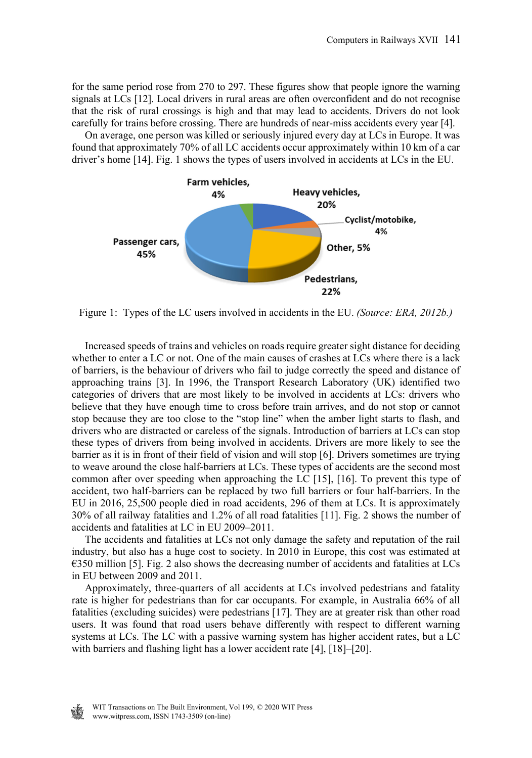for the same period rose from 270 to 297. These figures show that people ignore the warning signals at LCs [12]. Local drivers in rural areas are often overconfident and do not recognise that the risk of rural crossings is high and that may lead to accidents. Drivers do not look carefully for trains before crossing. There are hundreds of near-miss accidents every year [4].

On average, one person was killed or seriously injured every day at LCs in Europe. It was found that approximately 70% of all LC accidents occur approximately within 10 km of a car driver's home [14]. Fig. 1 shows the types of users involved in accidents at LCs in the EU.

Figure 1: Types of the LC users involved in accidents in the EU. *(Source: ERA, 2012b.)*

Increased speeds of trains and vehicles on roads require greater sight distance for deciding whether to enter a LC or not. One of the main causes of crashes at LCs where there is a lack of barriers, is the behaviour of drivers who fail to judge correctly the speed and distance of approaching trains [3]. In 1996, the Transport Research Laboratory (UK) identified two categories of drivers that are most likely to be involved in accidents at LCs: drivers who believe that they have enough time to cross before train arrives, and do not stop or cannot stop because they are too close to the "stop line" when the amber light starts to flash, and drivers who are distracted or careless of the signals. Introduction of barriers at LCs can stop these types of drivers from being involved in accidents. Drivers are more likely to see the barrier as it is in front of their field of vision and will stop [6]. Drivers sometimes are trying to weave around the close half-barriers at LCs. These types of accidents are the second most common after over speeding when approaching the LC [15], [16]. To prevent this type of accident, two half-barriers can be replaced by two full barriers or four half-barriers. In the EU in 2016, 25,500 people died in road accidents, 296 of them at LCs. It is approximately 30% of all railway fatalities and 1.2% of all road fatalities [11]. Fig. 2 shows the number of accidents and fatalities at LC in EU 2009–2011.

The accidents and fatalities at LCs not only damage the safety and reputation of the rail industry, but also has a huge cost to society. In 2010 in Europe, this cost was estimated at €350 million [5]. Fig. 2 also shows the decreasing number of accidents and fatalities at LCs in EU between 2009 and 2011.

Approximately, three-quarters of all accidents at LCs involved pedestrians and fatality rate is higher for pedestrians than for car occupants. For example, in Australia 66% of all fatalities (excluding suicides) were pedestrians [17]. They are at greater risk than other road users. It was found that road users behave differently with respect to different warning systems at LCs. The LC with a passive warning system has higher accident rates, but a LC with barriers and flashing light has a lower accident rate [4], [18]–[20].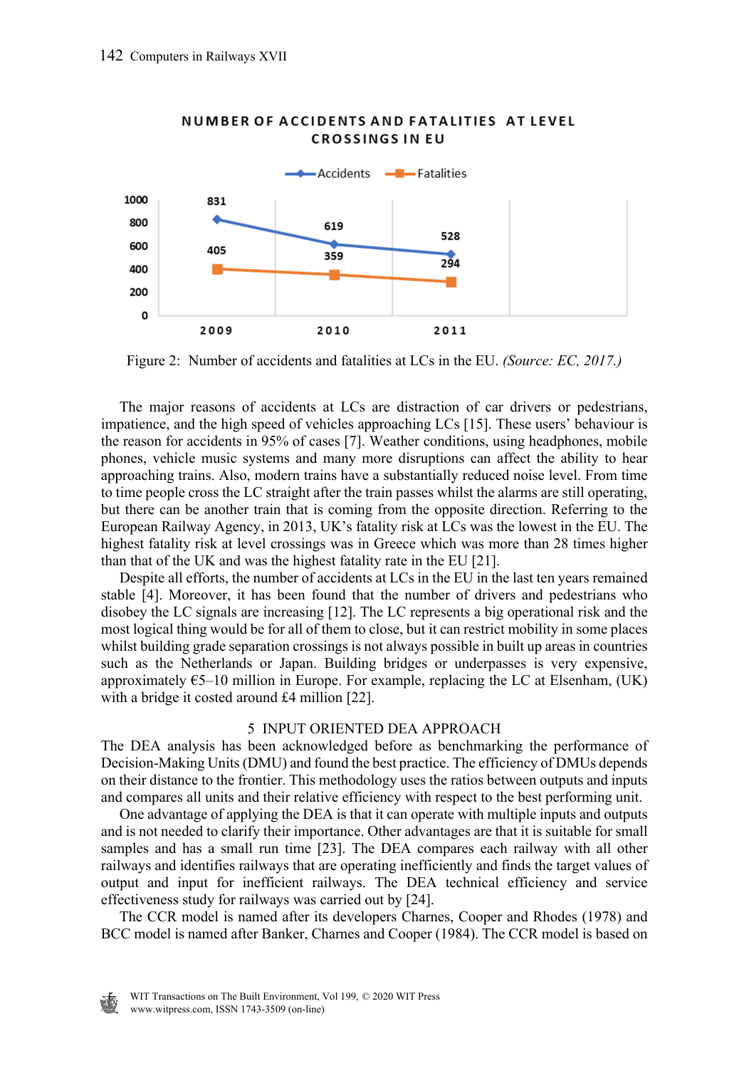NUMBER OF ACCIDENTS AND FATALITIES AT LEVEL CROSSINGS IN EU

| | 2009 | 2010 | 2011 |
|---|---|---|---|
| Accidents | 831 | 619 | 528 |
| Fatalities | 405 | 359 | 294 |

Figure 2: Number of accidents and fatalities at LCs in the EU. *(Source: EC, 2017.)*

The major reasons of accidents at LCs are distraction of car drivers or pedestrians, impatience, and the high speed of vehicles approaching LCs [15]. These users' behaviour is the reason for accidents in 95% of cases [7]. Weather conditions, using headphones, mobile phones, vehicle music systems and many more disruptions can affect the ability to hear approaching trains. Also, modern trains have a substantially reduced noise level. From time to time people cross the LC straight after the train passes whilst the alarms are still operating, but there can be another train that is coming from the opposite direction. Referring to the European Railway Agency, in 2013, UK's fatality risk at LCs was the lowest in the EU. The highest fatality risk at level crossings was in Greece which was more than 28 times higher than that of the UK and was the highest fatality rate in the EU [21].

Despite all efforts, the number of accidents at LCs in the EU in the last ten years remained stable [4]. Moreover, it has been found that the number of drivers and pedestrians who disobey the LC signals are increasing [12]. The LC represents a big operational risk and the most logical thing would be for all of them to close, but it can restrict mobility in some places whilst building grade separation crossings is not always possible in built up areas in countries such as the Netherlands or Japan. Building bridges or underpasses is very expensive, approximately €5–10 million in Europe. For example, replacing the LC at Elsenham, (UK) with a bridge it costed around £4 million [22].

## 5 INPUT ORIENTED DEA APPROACH

The DEA analysis has been acknowledged before as benchmarking the performance of Decision-Making Units (DMU) and found the best practice. The efficiency of DMUs depends on their distance to the frontier. This methodology uses the ratios between outputs and inputs and compares all units and their relative efficiency with respect to the best performing unit.

One advantage of applying the DEA is that it can operate with multiple inputs and outputs and is not needed to clarify their importance. Other advantages are that it is suitable for small samples and has a small run time [23]. The DEA compares each railway with all other railways and identifies railways that are operating inefficiently and finds the target values of output and input for inefficient railways. The DEA technical efficiency and service effectiveness study for railways was carried out by [24].

The CCR model is named after its developers Charnes, Cooper and Rhodes (1978) and BCC model is named after Banker, Charnes and Cooper (1984). The CCR model is based on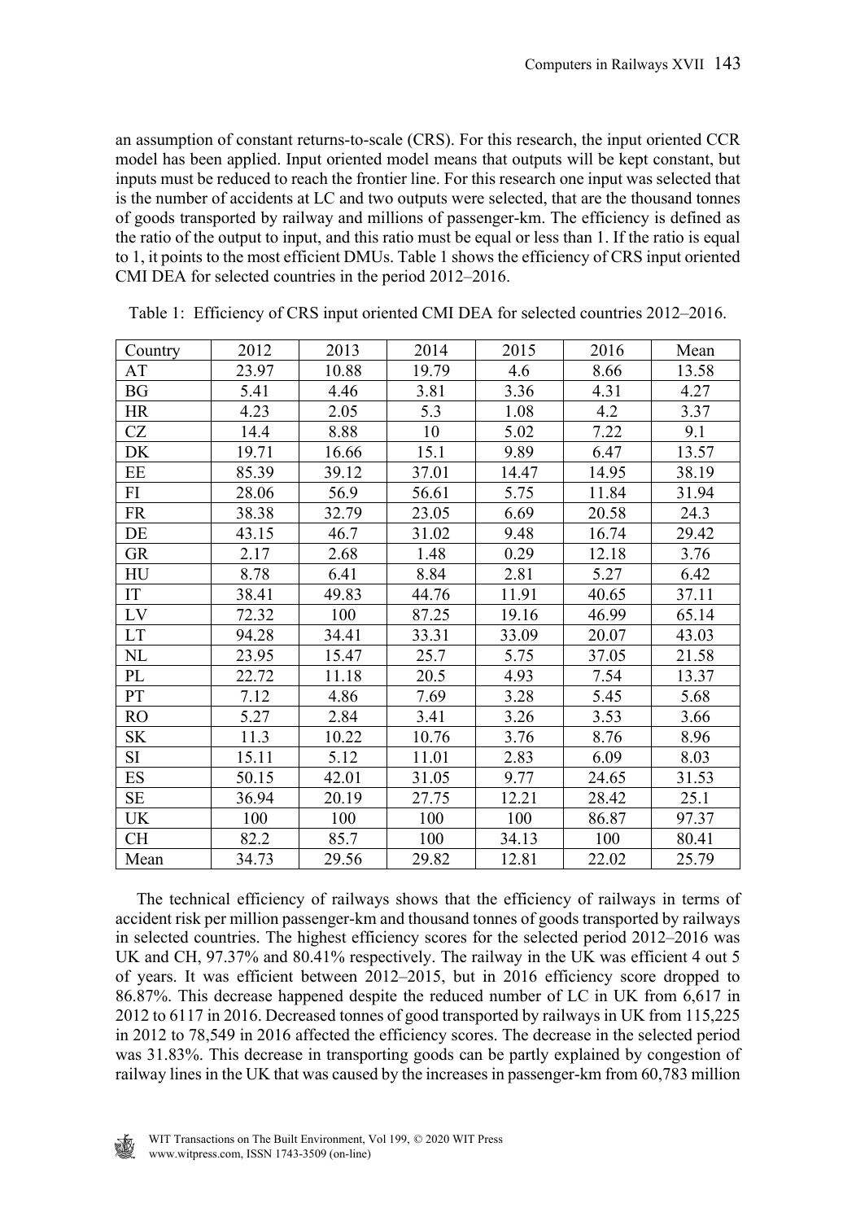an assumption of constant returns-to-scale (CRS). For this research, the input oriented CCR model has been applied. Input oriented model means that outputs will be kept constant, but inputs must be reduced to reach the frontier line. For this research one input was selected that is the number of accidents at LC and two outputs were selected, that are the thousand tonnes of goods transported by railway and millions of passenger-km. The efficiency is defined as the ratio of the output to input, and this ratio must be equal or less than 1. If the ratio is equal to 1, it points to the most efficient DMUs. Table 1 shows the efficiency of CRS input oriented CMI DEA for selected countries in the period 2012–2016.

Table 1: Efficiency of CRS input oriented CMI DEA for selected countries 2012–2016.

| Country | 2012 | 2013 | 2014 | 2015 | 2016 | Mean |
|---|---|---|---|---|---|---|
| AT | 23.97 | 10.88 | 19.79 | 4.6 | 8.66 | 13.58 |
| BG | 5.41 | 4.46 | 3.81 | 3.36 | 4.31 | 4.27 |
| HR | 4.23 | 2.05 | 5.3 | 1.08 | 4.2 | 3.37 |
| CZ | 14.4 | 8.88 | 10 | 5.02 | 7.22 | 9.1 |
| DK | 19.71 | 16.66 | 15.1 | 9.89 | 6.47 | 13.57 |
| EE | 85.39 | 39.12 | 37.01 | 14.47 | 14.95 | 38.19 |
| FI | 28.06 | 56.9 | 56.61 | 5.75 | 11.84 | 31.94 |
| FR | 38.38 | 32.79 | 23.05 | 6.69 | 20.58 | 24.3 |
| DE | 43.15 | 46.7 | 31.02 | 9.48 | 16.74 | 29.42 |
| GR | 2.17 | 2.68 | 1.48 | 0.29 | 12.18 | 3.76 |
| HU | 8.78 | 6.41 | 8.84 | 2.81 | 5.27 | 6.42 |
| IT | 38.41 | 49.83 | 44.76 | 11.91 | 40.65 | 37.11 |
| LV | 72.32 | 100 | 87.25 | 19.16 | 46.99 | 65.14 |
| LT | 94.28 | 34.41 | 33.31 | 33.09 | 20.07 | 43.03 |
| NL | 23.95 | 15.47 | 25.7 | 5.75 | 37.05 | 21.58 |
| PL | 22.72 | 11.18 | 20.5 | 4.93 | 7.54 | 13.37 |
| PT | 7.12 | 4.86 | 7.69 | 3.28 | 5.45 | 5.68 |
| RO | 5.27 | 2.84 | 3.41 | 3.26 | 3.53 | 3.66 |
| SK | 11.3 | 10.22 | 10.76 | 3.76 | 8.76 | 8.96 |
| SI | 15.11 | 5.12 | 11.01 | 2.83 | 6.09 | 8.03 |
| ES | 50.15 | 42.01 | 31.05 | 9.77 | 24.65 | 31.53 |
| SE | 36.94 | 20.19 | 27.75 | 12.21 | 28.42 | 25.1 |
| UK | 100 | 100 | 100 | 100 | 86.87 | 97.37 |
| CH | 82.2 | 85.7 | 100 | 34.13 | 100 | 80.41 |
| Mean | 34.73 | 29.56 | 29.82 | 12.81 | 22.02 | 25.79 |

The technical efficiency of railways shows that the efficiency of railways in terms of accident risk per million passenger-km and thousand tonnes of goods transported by railways in selected countries. The highest efficiency scores for the selected period 2012–2016 was UK and CH, 97.37% and 80.41% respectively. The railway in the UK was efficient 4 out 5 of years. It was efficient between 2012–2015, but in 2016 efficiency score dropped to 86.87%. This decrease happened despite the reduced number of LC in UK from 6,617 in 2012 to 6117 in 2016. Decreased tonnes of good transported by railways in UK from 115,225 in 2012 to 78,549 in 2016 affected the efficiency scores. The decrease in the selected period was 31.83%. This decrease in transporting goods can be partly explained by congestion of railway lines in the UK that was caused by the increases in passenger-km from 60,783 million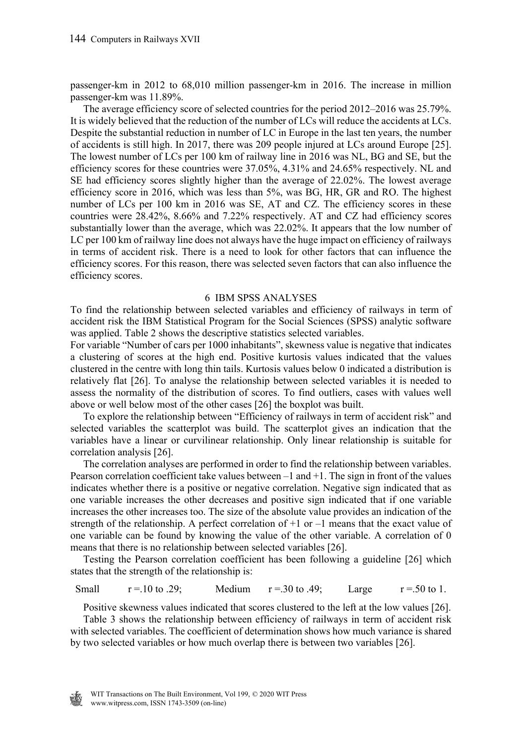passenger-km in 2012 to 68,010 million passenger-km in 2016. The increase in million passenger-km was 11.89%.

The average efficiency score of selected countries for the period 2012–2016 was 25.79%. It is widely believed that the reduction of the number of LCs will reduce the accidents at LCs. Despite the substantial reduction in number of LC in Europe in the last ten years, the number of accidents is still high. In 2017, there was 209 people injured at LCs around Europe [25]. The lowest number of LCs per 100 km of railway line in 2016 was NL, BG and SE, but the efficiency scores for these countries were 37.05%, 4.31% and 24.65% respectively. NL and SE had efficiency scores slightly higher than the average of 22.02%. The lowest average efficiency score in 2016, which was less than 5%, was BG, HR, GR and RO. The highest number of LCs per 100 km in 2016 was SE, AT and CZ. The efficiency scores in these countries were 28.42%, 8.66% and 7.22% respectively. AT and CZ had efficiency scores substantially lower than the average, which was 22.02%. It appears that the low number of LC per 100 km of railway line does not always have the huge impact on efficiency of railways in terms of accident risk. There is a need to look for other factors that can influence the efficiency scores. For this reason, there was selected seven factors that can also influence the efficiency scores.

## 6 IBM SPSS ANALYSES

To find the relationship between selected variables and efficiency of railways in term of accident risk the IBM Statistical Program for the Social Sciences (SPSS) analytic software was applied. Table 2 shows the descriptive statistics selected variables.

For variable "Number of cars per 1000 inhabitants", skewness value is negative that indicates a clustering of scores at the high end. Positive kurtosis values indicated that the values clustered in the centre with long thin tails. Kurtosis values below 0 indicated a distribution is relatively flat [26]. To analyse the relationship between selected variables it is needed to assess the normality of the distribution of scores. To find outliers, cases with values well above or well below most of the other cases [26] the boxplot was built.

To explore the relationship between "Efficiency of railways in term of accident risk" and selected variables the scatterplot was build. The scatterplot gives an indication that the variables have a linear or curvilinear relationship. Only linear relationship is suitable for correlation analysis [26].

The correlation analyses are performed in order to find the relationship between variables. Pearson correlation coefficient take values between –1 and +1. The sign in front of the values indicates whether there is a positive or negative correlation. Negative sign indicated that as one variable increases the other decreases and positive sign indicated that if one variable increases the other increases too. The size of the absolute value provides an indication of the strength of the relationship. A perfect correlation of +1 or –1 means that the exact value of one variable can be found by knowing the value of the other variable. A correlation of 0 means that there is no relationship between selected variables [26].

Testing the Pearson correlation coefficient has been following a guideline [26] which states that the strength of the relationship is:

Small $r = .10$ to $.29$; Medium $r = .30$ to $.49$; Large $r = .50$ to $1$.

Positive skewness values indicated that scores clustered to the left at the low values [26].

Table 3 shows the relationship between efficiency of railways in term of accident risk with selected variables. The coefficient of determination shows how much variance is shared by two selected variables or how much overlap there is between two variables [26].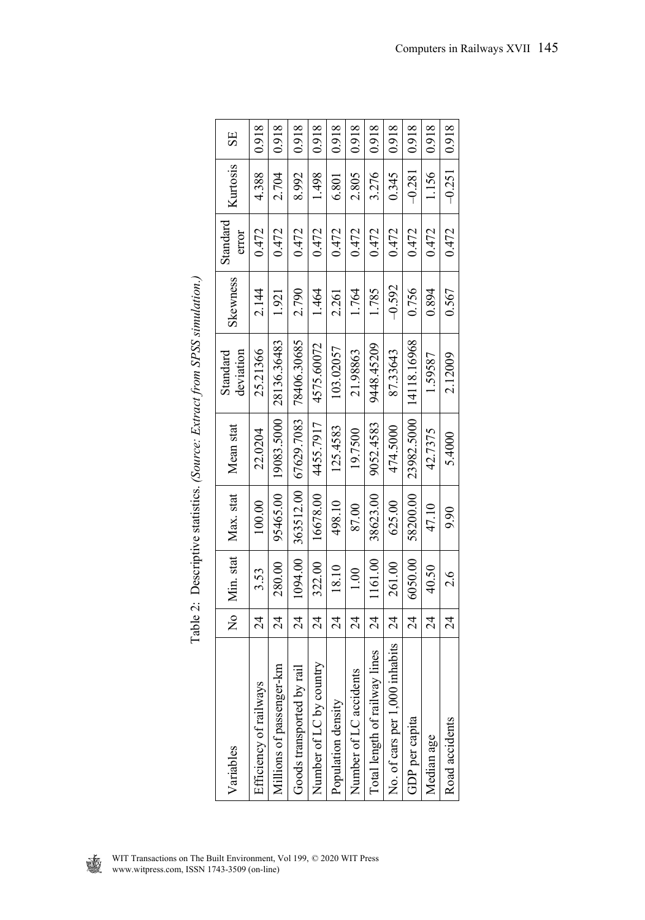Table 2: Descriptive statistics. *(Source: Extract from SPSS simulation.)*

| Variables | No | Min. stat | Max. stat | Mean stat | Standard deviation | Skewness | Standard error | Kurtosis | SE |
|---|---|---|---|---|---|---|---|---|---|
| Efficiency of railways | 24 | 3.53 | 100.00 | 22.0204 | 25.21366 | 2.144 | 0.472 | 4.388 | 0.918 |
| Millions of passenger-km | 24 | 280.00 | 95465.00 | 19083.5000 | 28136.36483 | 1.921 | 0.472 | 2.704 | 0.918 |
| Goods transported by rail | 24 | 1094.00 | 363512.00 | 67629.7083 | 78406.30685 | 2.790 | 0.472 | 8.992 | 0.918 |
| Number of LC by country | 24 | 322.00 | 16678.00 | 4455.7917 | 4575.60072 | 1.464 | 0.472 | 1.498 | 0.918 |
| Population density | 24 | 18.10 | 498.10 | 125.4583 | 103.02057 | 2.261 | 0.472 | 6.801 | 0.918 |
| Number of LC accidents | 24 | 1.00 | 87.00 | 19.7500 | 21.98863 | 1.764 | 0.472 | 2.805 | 0.918 |
| Total length of railway lines | 24 | 1161.00 | 38623.00 | 9052.4583 | 9448.45209 | 1.785 | 0.472 | 3.276 | 0.918 |
| No. of cars per 1,000 inhabits | 24 | 261.00 | 625.00 | 474.5000 | 87.33643 | −0.592 | 0.472 | 0.345 | 0.918 |
| GDP per capita | 24 | 6050.00 | 58200.00 | 23982.5000 | 14118.16968 | 0.756 | 0.472 | −0.281 | 0.918 |
| Median age | 24 | 40.50 | 47.10 | 42.7375 | 1.59587 | 0.894 | 0.472 | 1.156 | 0.918 |
| Road accidents | 24 | 2.6 | 9.90 | 5.4000 | 2.12009 | 0.567 | 0.472 | −0.251 | 0.918 |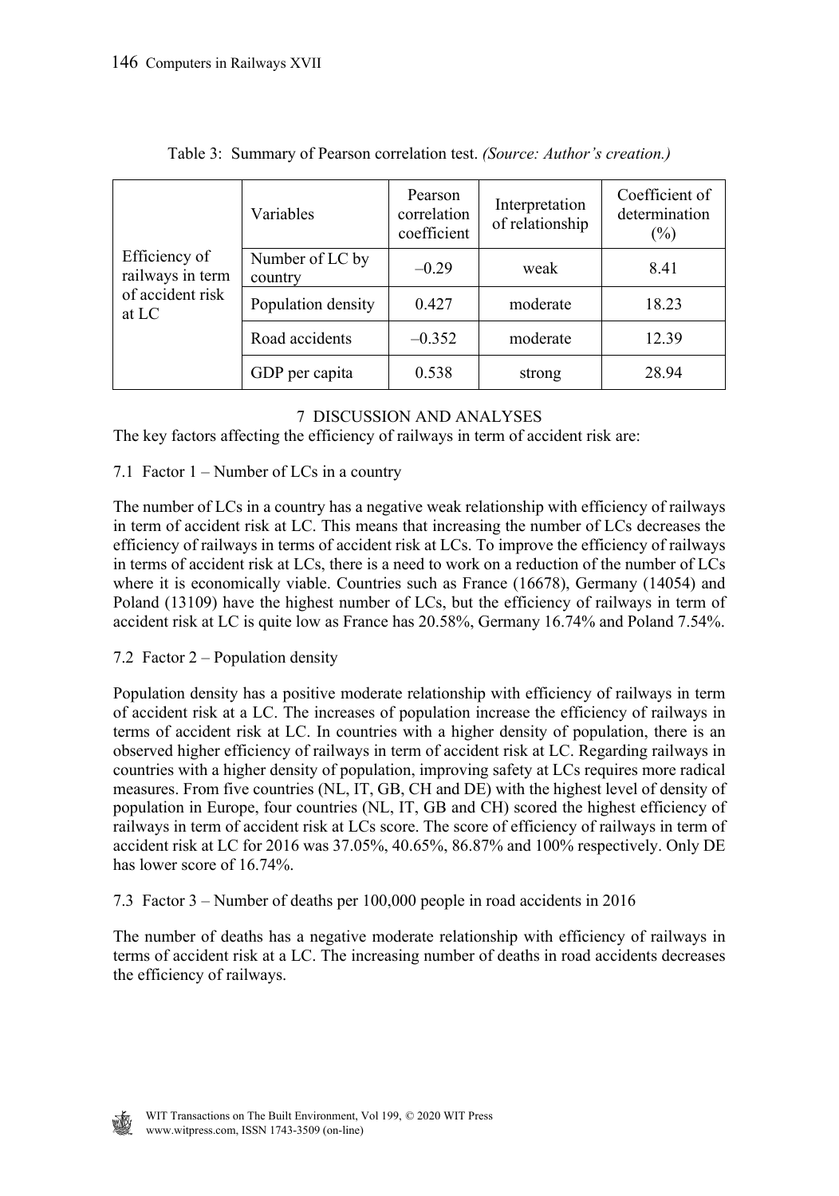Table 3: Summary of Pearson correlation test. *(Source: Author's creation.)*

| | Variables | Pearson correlation coefficient | Interpretation of relationship | Coefficient of determination (%) |
|---|---|---|---|---|
| Efficiency of railways in term of accident risk at LC | Number of LC by country | –0.29 | weak | 8.41 |
| | Population density | 0.427 | moderate | 18.23 |
| | Road accidents | –0.352 | moderate | 12.39 |
| | GDP per capita | 0.538 | strong | 28.94 |

## 7 DISCUSSION AND ANALYSES

The key factors affecting the efficiency of railways in term of accident risk are:

### 7.1 Factor 1 – Number of LCs in a country

The number of LCs in a country has a negative weak relationship with efficiency of railways in term of accident risk at LC. This means that increasing the number of LCs decreases the efficiency of railways in terms of accident risk at LCs. To improve the efficiency of railways in terms of accident risk at LCs, there is a need to work on a reduction of the number of LCs where it is economically viable. Countries such as France (16678), Germany (14054) and Poland (13109) have the highest number of LCs, but the efficiency of railways in term of accident risk at LC is quite low as France has 20.58%, Germany 16.74% and Poland 7.54%.

### 7.2 Factor 2 – Population density

Population density has a positive moderate relationship with efficiency of railways in term of accident risk at a LC. The increases of population increase the efficiency of railways in terms of accident risk at LC. In countries with a higher density of population, there is an observed higher efficiency of railways in term of accident risk at LC. Regarding railways in countries with a higher density of population, improving safety at LCs requires more radical measures. From five countries (NL, IT, GB, CH and DE) with the highest level of density of population in Europe, four countries (NL, IT, GB and CH) scored the highest efficiency of railways in term of accident risk at LCs score. The score of efficiency of railways in term of accident risk at LC for 2016 was 37.05%, 40.65%, 86.87% and 100% respectively. Only DE has lower score of 16.74%.

### 7.3 Factor 3 – Number of deaths per 100,000 people in road accidents in 2016

The number of deaths has a negative moderate relationship with efficiency of railways in terms of accident risk at a LC. The increasing number of deaths in road accidents decreases the efficiency of railways.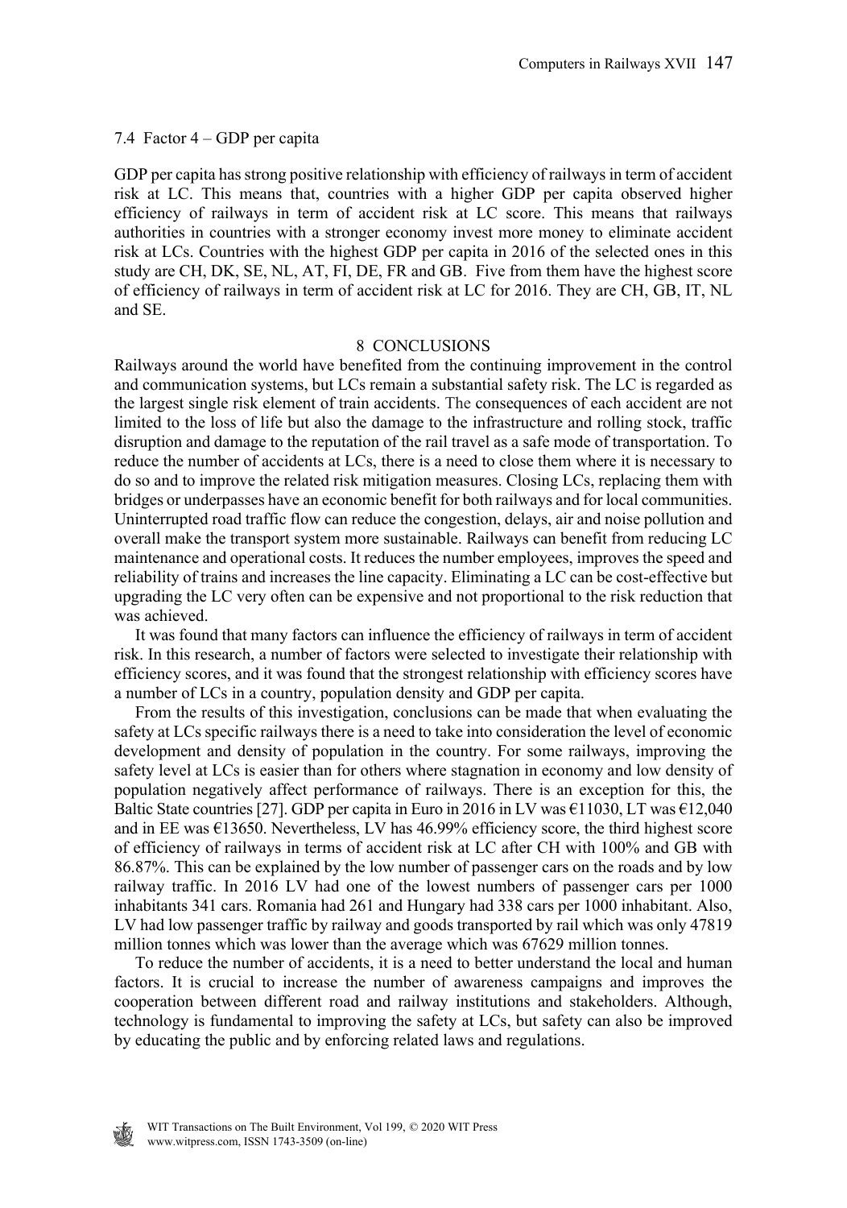### 7.4 Factor 4 – GDP per capita

GDP per capita has strong positive relationship with efficiency of railways in term of accident risk at LC. This means that, countries with a higher GDP per capita observed higher efficiency of railways in term of accident risk at LC score. This means that railways authorities in countries with a stronger economy invest more money to eliminate accident risk at LCs. Countries with the highest GDP per capita in 2016 of the selected ones in this study are CH, DK, SE, NL, AT, FI, DE, FR and GB. Five from them have the highest score of efficiency of railways in term of accident risk at LC for 2016. They are CH, GB, IT, NL and SE.

## 8 CONCLUSIONS

Railways around the world have benefited from the continuing improvement in the control and communication systems, but LCs remain a substantial safety risk. The LC is regarded as the largest single risk element of train accidents. The consequences of each accident are not limited to the loss of life but also the damage to the infrastructure and rolling stock, traffic disruption and damage to the reputation of the rail travel as a safe mode of transportation. To reduce the number of accidents at LCs, there is a need to close them where it is necessary to do so and to improve the related risk mitigation measures. Closing LCs, replacing them with bridges or underpasses have an economic benefit for both railways and for local communities. Uninterrupted road traffic flow can reduce the congestion, delays, air and noise pollution and overall make the transport system more sustainable. Railways can benefit from reducing LC maintenance and operational costs. It reduces the number employees, improves the speed and reliability of trains and increases the line capacity. Eliminating a LC can be cost-effective but upgrading the LC very often can be expensive and not proportional to the risk reduction that was achieved.

It was found that many factors can influence the efficiency of railways in term of accident risk. In this research, a number of factors were selected to investigate their relationship with efficiency scores, and it was found that the strongest relationship with efficiency scores have a number of LCs in a country, population density and GDP per capita.

From the results of this investigation, conclusions can be made that when evaluating the safety at LCs specific railways there is a need to take into consideration the level of economic development and density of population in the country. For some railways, improving the safety level at LCs is easier than for others where stagnation in economy and low density of population negatively affect performance of railways. There is an exception for this, the Baltic State countries [27]. GDP per capita in Euro in 2016 in LV was €11030, LT was €12,040 and in EE was €13650. Nevertheless, LV has 46.99% efficiency score, the third highest score of efficiency of railways in terms of accident risk at LC after CH with 100% and GB with 86.87%. This can be explained by the low number of passenger cars on the roads and by low railway traffic. In 2016 LV had one of the lowest numbers of passenger cars per 1000 inhabitants 341 cars. Romania had 261 and Hungary had 338 cars per 1000 inhabitant. Also, LV had low passenger traffic by railway and goods transported by rail which was only 47819 million tonnes which was lower than the average which was 67629 million tonnes.

To reduce the number of accidents, it is a need to better understand the local and human factors. It is crucial to increase the number of awareness campaigns and improves the cooperation between different road and railway institutions and stakeholders. Although, technology is fundamental to improving the safety at LCs, but safety can also be improved by educating the public and by enforcing related laws and regulations.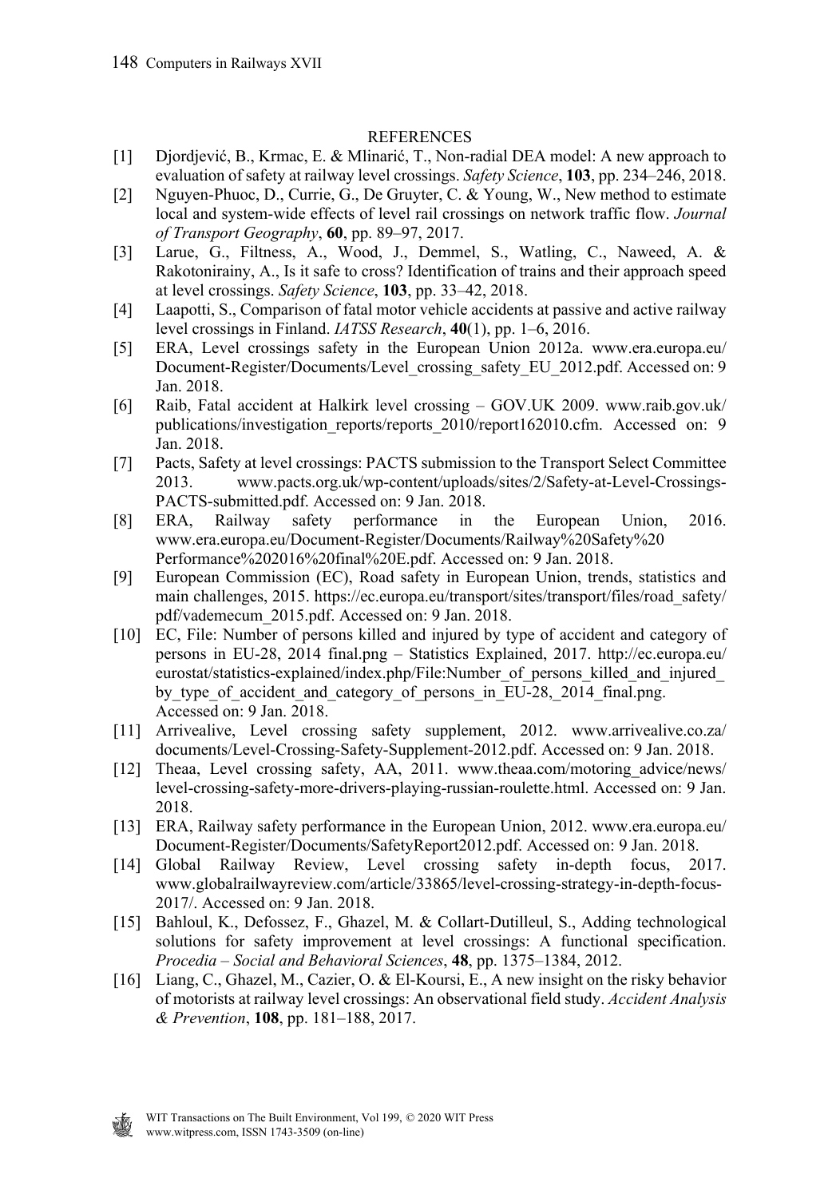## REFERENCES

[1] Djordjević, B., Krmac, E. & Mlinarić, T., Non-radial DEA model: A new approach to evaluation of safety at railway level crossings. *Safety Science*, **103**, pp. 234–246, 2018.

[2] Nguyen-Phuoc, D., Currie, G., De Gruyter, C. & Young, W., New method to estimate local and system-wide effects of level rail crossings on network traffic flow. *Journal of Transport Geography*, **60**, pp. 89–97, 2017.

[3] Larue, G., Filtness, A., Wood, J., Demmel, S., Watling, C., Naweed, A. & Rakotonirainy, A., Is it safe to cross? Identification of trains and their approach speed at level crossings. *Safety Science*, **103**, pp. 33–42, 2018.

[4] Laapotti, S., Comparison of fatal motor vehicle accidents at passive and active railway level crossings in Finland. *IATSS Research*, **40**(1), pp. 1–6, 2016.

[5] ERA, Level crossings safety in the European Union 2012a. www.era.europa.eu/Document-Register/Documents/Level_crossing_safety_EU_2012.pdf. Accessed on: 9 Jan. 2018.

[6] Raib, Fatal accident at Halkirk level crossing – GOV.UK 2009. www.raib.gov.uk/publications/investigation_reports/reports_2010/report162010.cfm. Accessed on: 9 Jan. 2018.

[7] Pacts, Safety at level crossings: PACTS submission to the Transport Select Committee 2013. www.pacts.org.uk/wp-content/uploads/sites/2/Safety-at-Level-Crossings-PACTS-submitted.pdf. Accessed on: 9 Jan. 2018.

[8] ERA, Railway safety performance in the European Union, 2016. www.era.europa.eu/Document-Register/Documents/Railway%20Safety%20Performance%202016%20final%20E.pdf. Accessed on: 9 Jan. 2018.

[9] European Commission (EC), Road safety in European Union, trends, statistics and main challenges, 2015. https://ec.europa.eu/transport/sites/transport/files/road_safety/pdf/vademecum_2015.pdf. Accessed on: 9 Jan. 2018.

[10] EC, File: Number of persons killed and injured by type of accident and category of persons in EU-28, 2014 final.png – Statistics Explained, 2017. http://ec.europa.eu/eurostat/statistics-explained/index.php/File:Number_of_persons_killed_and_injured_by_type_of_accident_and_category_of_persons_in_EU-28,_2014_final.png. Accessed on: 9 Jan. 2018.

[11] Arrivealive, Level crossing safety supplement, 2012. www.arrivealive.co.za/documents/Level-Crossing-Safety-Supplement-2012.pdf. Accessed on: 9 Jan. 2018.

[12] Theaa, Level crossing safety, AA, 2011. www.theaa.com/motoring_advice/news/level-crossing-safety-more-drivers-playing-russian-roulette.html. Accessed on: 9 Jan. 2018.

[13] ERA, Railway safety performance in the European Union, 2012. www.era.europa.eu/Document-Register/Documents/SafetyReport2012.pdf. Accessed on: 9 Jan. 2018.

[14] Global Railway Review, Level crossing safety in-depth focus, 2017. www.globalrailwayreview.com/article/33865/level-crossing-strategy-in-depth-focus-2017/. Accessed on: 9 Jan. 2018.

[15] Bahloul, K., Defossez, F., Ghazel, M. & Collart-Dutilleul, S., Adding technological solutions for safety improvement at level crossings: A functional specification. *Procedia – Social and Behavioral Sciences*, **48**, pp. 1375–1384, 2012.

[16] Liang, C., Ghazel, M., Cazier, O. & El-Koursi, E., A new insight on the risky behavior of motorists at railway level crossings: An observational field study. *Accident Analysis & Prevention*, **108**, pp. 181–188, 2017.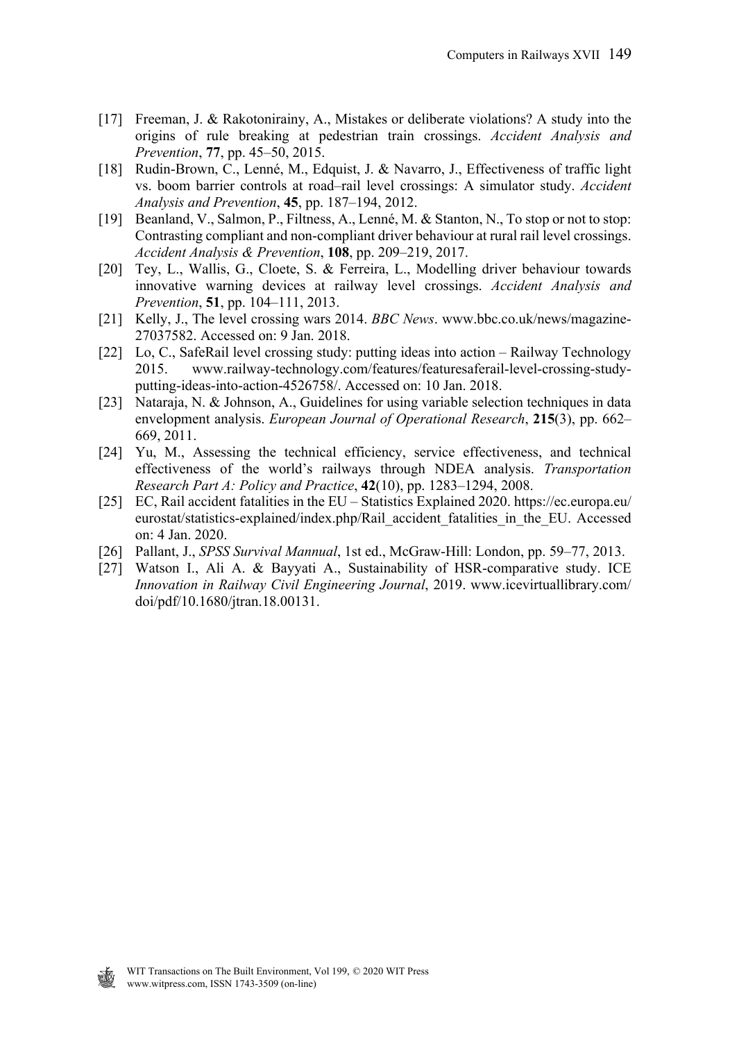[17] Freeman, J. & Rakotonirainy, A., Mistakes or deliberate violations? A study into the origins of rule breaking at pedestrian train crossings. *Accident Analysis and Prevention*, **77**, pp. 45–50, 2015.

[18] Rudin-Brown, C., Lenné, M., Edquist, J. & Navarro, J., Effectiveness of traffic light vs. boom barrier controls at road–rail level crossings: A simulator study. *Accident Analysis and Prevention*, **45**, pp. 187–194, 2012.

[19] Beanland, V., Salmon, P., Filtness, A., Lenné, M. & Stanton, N., To stop or not to stop: Contrasting compliant and non-compliant driver behaviour at rural rail level crossings. *Accident Analysis & Prevention*, **108**, pp. 209–219, 2017.

[20] Tey, L., Wallis, G., Cloete, S. & Ferreira, L., Modelling driver behaviour towards innovative warning devices at railway level crossings. *Accident Analysis and Prevention*, **51**, pp. 104–111, 2013.

[21] Kelly, J., The level crossing wars 2014. *BBC News*. www.bbc.co.uk/news/magazine-27037582. Accessed on: 9 Jan. 2018.

[22] Lo, C., SafeRail level crossing study: putting ideas into action – Railway Technology 2015. www.railway-technology.com/features/featuresaferail-level-crossing-study-putting-ideas-into-action-4526758/. Accessed on: 10 Jan. 2018.

[23] Nataraja, N. & Johnson, A., Guidelines for using variable selection techniques in data envelopment analysis. *European Journal of Operational Research*, **215**(3), pp. 662–669, 2011.

[24] Yu, M., Assessing the technical efficiency, service effectiveness, and technical effectiveness of the world's railways through NDEA analysis. *Transportation Research Part A: Policy and Practice*, **42**(10), pp. 1283–1294, 2008.

[25] EC, Rail accident fatalities in the EU – Statistics Explained 2020. https://ec.europa.eu/eurostat/statistics-explained/index.php/Rail_accident_fatalities_in_the_EU. Accessed on: 4 Jan. 2020.

[26] Pallant, J., *SPSS Survival Mannual*, 1st ed., McGraw-Hill: London, pp. 59–77, 2013.

[27] Watson I., Ali A. & Bayyati A., Sustainability of HSR-comparative study. ICE *Innovation in Railway Civil Engineering Journal*, 2019. www.icevirtuallibrary.com/doi/pdf/10.1680/jtran.18.00131.